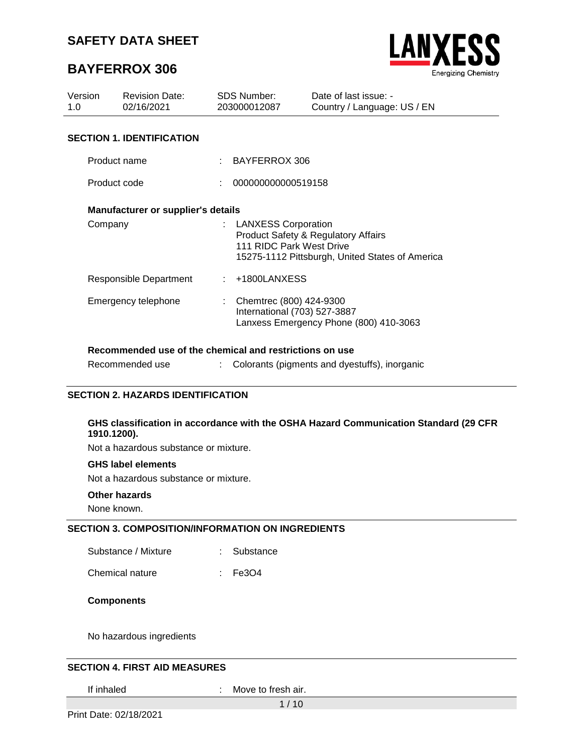# SAFETY DATA SHEET

# BAYFERROX 306

| Version | Revision Date: | SDS Number: | Date of last issue: - |
|---|---|---|---|
| 1.0 | 02/16/2021 | 203000012087 | Country / Language: US / EN |

## SECTION 1. IDENTIFICATION

Product name : BAYFERROX 306

Product code : 000000000000519158

### Manufacturer or supplier's details

Company : LANXESS Corporation
Product Safety & Regulatory Affairs
111 RIDC Park West Drive
15275-1112 Pittsburgh, United States of America

Responsible Department : +1800LANXESS

Emergency telephone : Chemtrec (800) 424-9300
International (703) 527-3887
Lanxess Emergency Phone (800) 410-3063

### Recommended use of the chemical and restrictions on use

Recommended use : Colorants (pigments and dyestuffs), inorganic

## SECTION 2. HAZARDS IDENTIFICATION

### GHS classification in accordance with the OSHA Hazard Communication Standard (29 CFR 1910.1200).

Not a hazardous substance or mixture.

### GHS label elements

Not a hazardous substance or mixture.

### Other hazards

None known.

## SECTION 3. COMPOSITION/INFORMATION ON INGREDIENTS

Substance / Mixture : Substance

Chemical nature : $Fe_3O_4$

### Components

No hazardous ingredients

## SECTION 4. FIRST AID MEASURES

If inhaled : Move to fresh air.

Print Date: 02/18/2021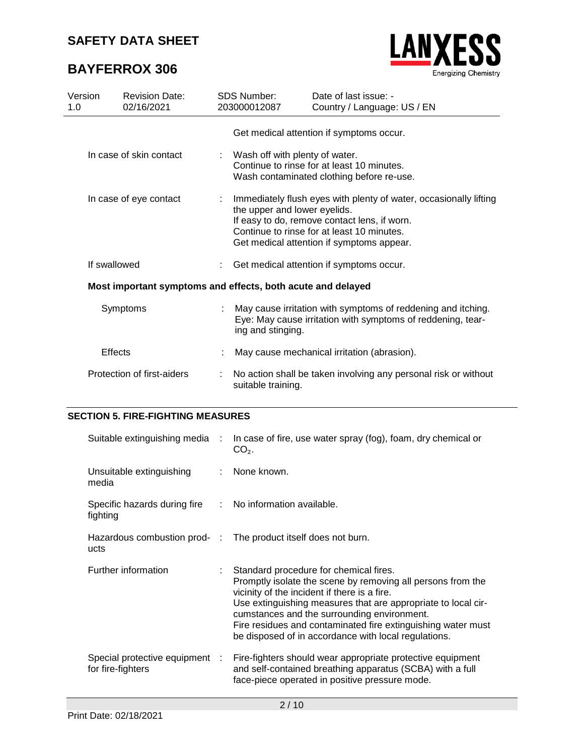|  |  |  |
|---|---|---|
|  |  | Get medical attention if symptoms occur. |
| In case of skin contact | : | Wash off with plenty of water.<br>Continue to rinse for at least 10 minutes.<br>Wash contaminated clothing before re-use. |
| In case of eye contact | : | Immediately flush eyes with plenty of water, occasionally lifting the upper and lower eyelids.<br>If easy to do, remove contact lens, if worn.<br>Continue to rinse for at least 10 minutes.<br>Get medical attention if symptoms appear. |
| If swallowed | : | Get medical attention if symptoms occur. |

**Most important symptoms and effects, both acute and delayed**

|  |  |  |
|---|---|---|
| Symptoms | : | May cause irritation with symptoms of reddening and itching.<br>Eye: May cause irritation with symptoms of reddening, tearing and stinging. |
| Effects | : | May cause mechanical irritation (abrasion). |
| Protection of first-aiders | : | No action shall be taken involving any personal risk or without suitable training. |

## SECTION 5. FIRE-FIGHTING MEASURES

|  |  |  |
|---|---|---|
| Suitable extinguishing media | : | In case of fire, use water spray (fog), foam, dry chemical or $CO_2$. |
| Unsuitable extinguishing media | : | None known. |
| Specific hazards during fire fighting | : | No information available. |
| Hazardous combustion products | : | The product itself does not burn. |
| Further information | : | Standard procedure for chemical fires.<br>Promptly isolate the scene by removing all persons from the vicinity of the incident if there is a fire.<br>Use extinguishing measures that are appropriate to local circumstances and the surrounding environment.<br>Fire residues and contaminated fire extinguishing water must be disposed of in accordance with local regulations. |
| Special protective equipment for fire-fighters | : | Fire-fighters should wear appropriate protective equipment and self-contained breathing apparatus (SCBA) with a full face-piece operated in positive pressure mode. |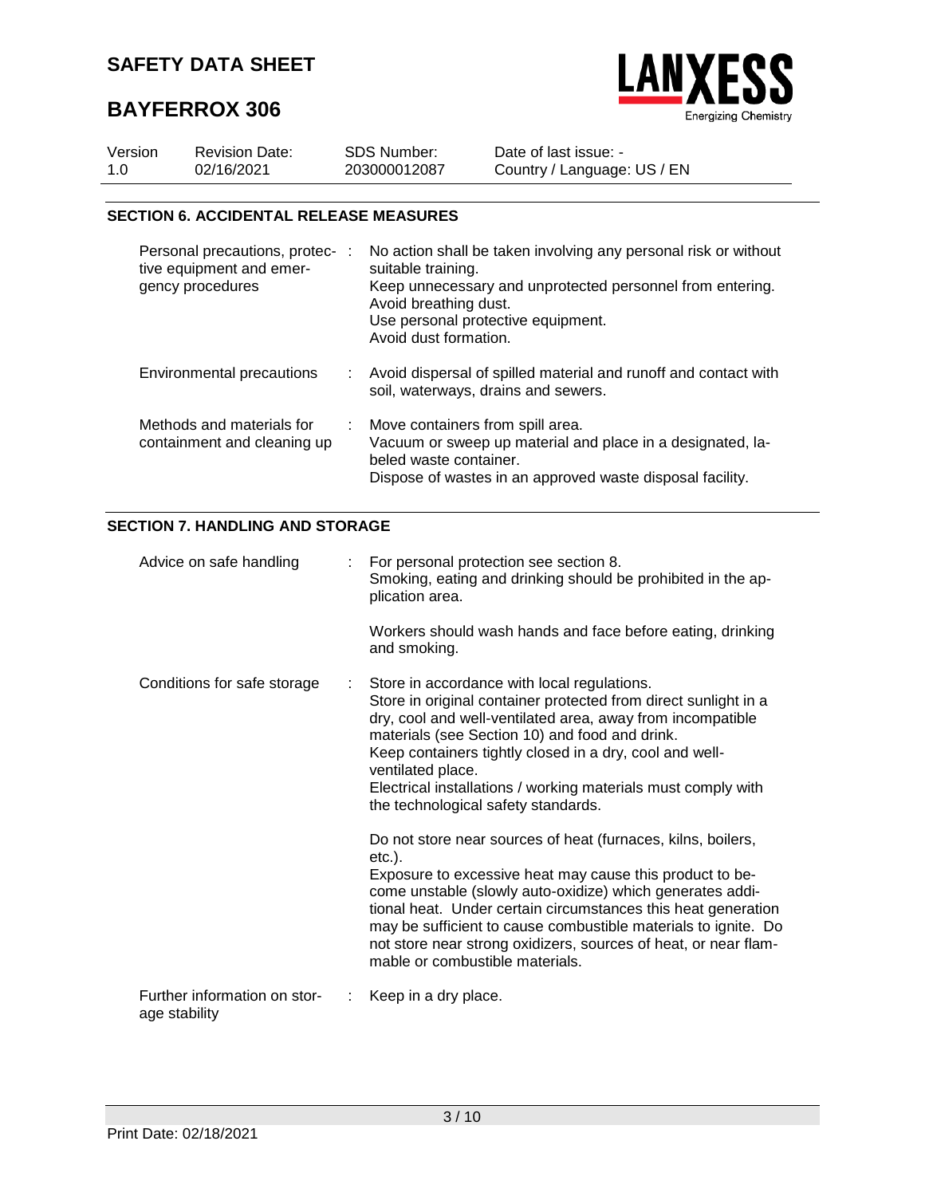## SECTION 6. ACCIDENTAL RELEASE MEASURES

| | | |
|---|---|---|
| Personal precautions, protective equipment and emergency procedures | : | No action shall be taken involving any personal risk or without suitable training.<br>Keep unnecessary and unprotected personnel from entering.<br>Avoid breathing dust.<br>Use personal protective equipment.<br>Avoid dust formation. |
| Environmental precautions | : | Avoid dispersal of spilled material and runoff and contact with soil, waterways, drains and sewers. |
| Methods and materials for containment and cleaning up | : | Move containers from spill area.<br>Vacuum or sweep up material and place in a designated, labeled waste container.<br>Dispose of wastes in an approved waste disposal facility. |

## SECTION 7. HANDLING AND STORAGE

| | | |
|---|---|---|
| Advice on safe handling | : | For personal protection see section 8.<br>Smoking, eating and drinking should be prohibited in the application area.<br><br>Workers should wash hands and face before eating, drinking and smoking. |
| Conditions for safe storage | : | Store in accordance with local regulations.<br>Store in original container protected from direct sunlight in a dry, cool and well-ventilated area, away from incompatible materials (see Section 10) and food and drink.<br>Keep containers tightly closed in a dry, cool and well-ventilated place.<br>Electrical installations / working materials must comply with the technological safety standards.<br><br>Do not store near sources of heat (furnaces, kilns, boilers, etc.).<br>Exposure to excessive heat may cause this product to become unstable (slowly auto-oxidize) which generates additional heat. Under certain circumstances this heat generation may be sufficient to cause combustible materials to ignite. Do not store near strong oxidizers, sources of heat, or near flammable or combustible materials. |
| Further information on storage stability | : | Keep in a dry place. |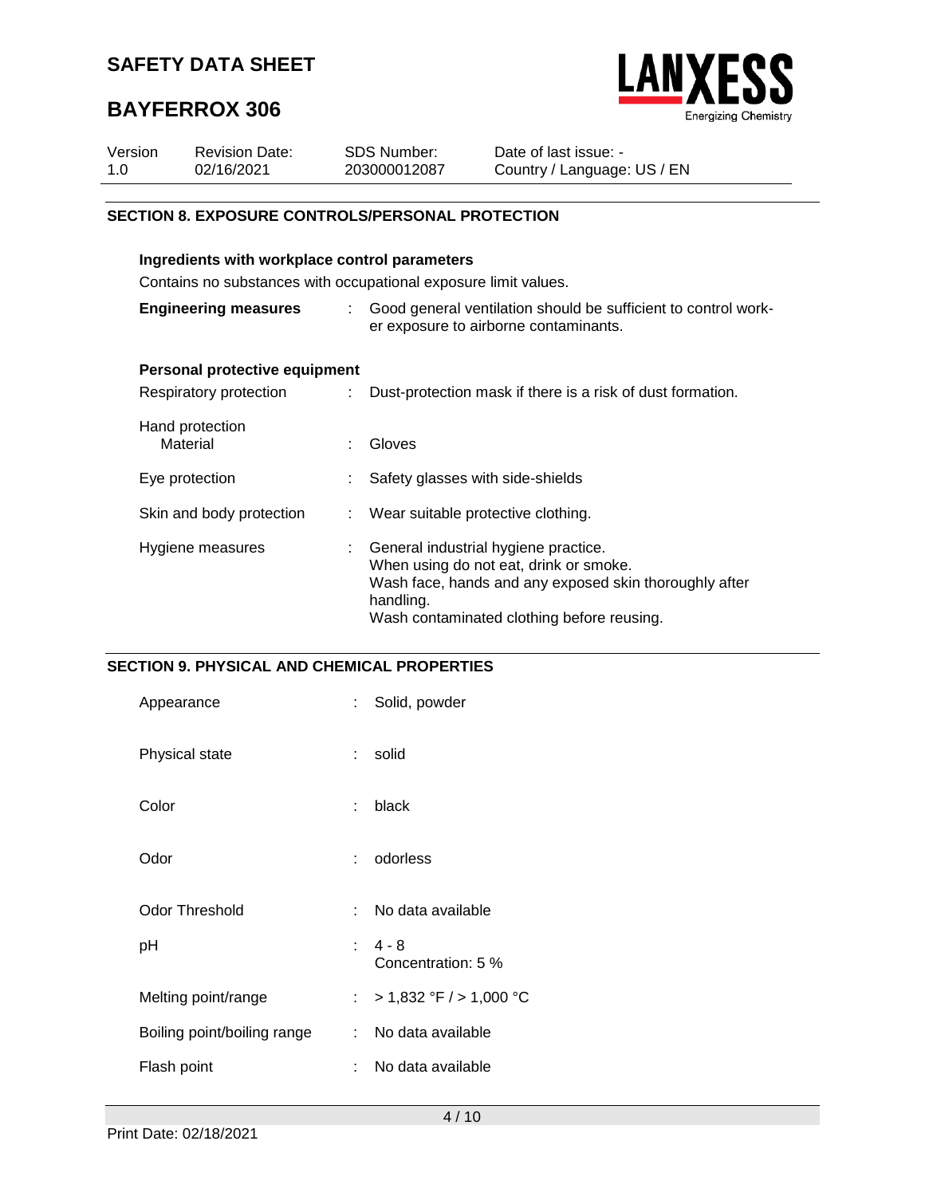## SECTION 8. EXPOSURE CONTROLS/PERSONAL PROTECTION

**Ingredients with workplace control parameters**

Contains no substances with occupational exposure limit values.

**Engineering measures** : Good general ventilation should be sufficient to control worker exposure to airborne contaminants.

**Personal protective equipment**

| | | |
|---|---|---|
| Respiratory protection | : | Dust-protection mask if there is a risk of dust formation. |
| Hand protection<br>Material | : | Gloves |
| Eye protection | : | Safety glasses with side-shields |
| Skin and body protection | : | Wear suitable protective clothing. |
| Hygiene measures | : | General industrial hygiene practice.<br>When using do not eat, drink or smoke.<br>Wash face, hands and any exposed skin thoroughly after handling.<br>Wash contaminated clothing before reusing. |

## SECTION 9. PHYSICAL AND CHEMICAL PROPERTIES

| | | |
|---|---|---|
| Appearance | : | Solid, powder |
| Physical state | : | solid |
| Color | : | black |
| Odor | : | odorless |
| Odor Threshold | : | No data available |
| pH | : | 4 - 8<br>Concentration: 5 % |
| Melting point/range | : | > 1,832 °F / > 1,000 °C |
| Boiling point/boiling range | : | No data available |
| Flash point | : | No data available |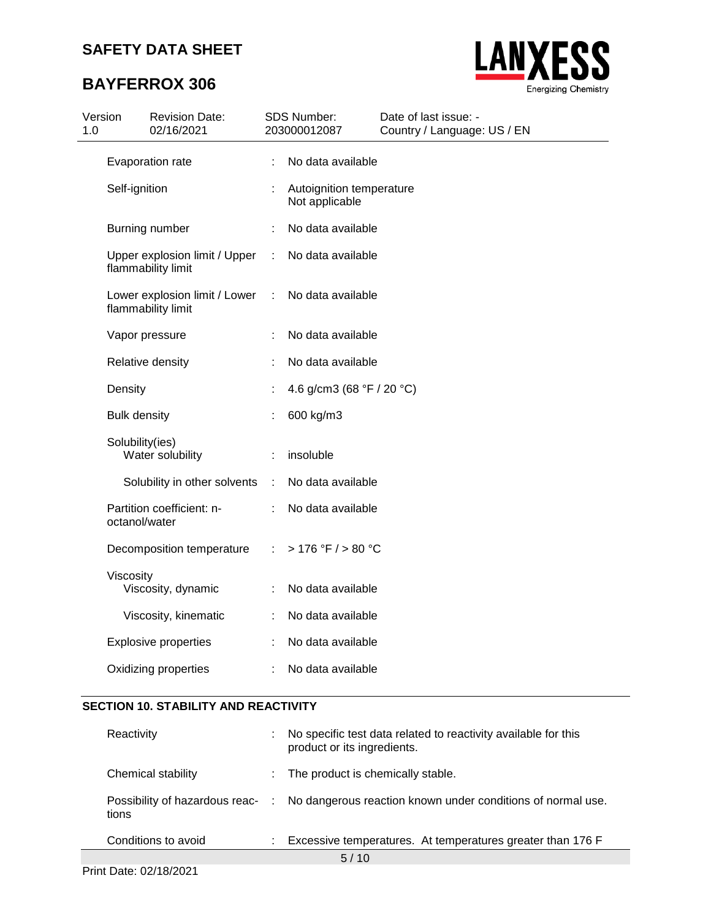| | | |
|---|---|---|
| Evaporation rate | : | No data available |
| Self-ignition | : | Autoignition temperature<br>Not applicable |
| Burning number | : | No data available |
| Upper explosion limit / Upper flammability limit | : | No data available |
| Lower explosion limit / Lower flammability limit | : | No data available |
| Vapor pressure | : | No data available |
| Relative density | : | No data available |
| Density | : | 4.6 g/cm3 (68 °F / 20 °C) |
| Bulk density | : | 600 kg/m3 |
| Solubility(ies)<br>Water solubility | : | insoluble |
| Solubility in other solvents | : | No data available |
| Partition coefficient: n-octanol/water | : | No data available |
| Decomposition temperature | : | > 176 °F / > 80 °C |
| Viscosity<br>Viscosity, dynamic | : | No data available |
| Viscosity, kinematic | : | No data available |
| Explosive properties | : | No data available |
| Oxidizing properties | : | No data available |

## SECTION 10. STABILITY AND REACTIVITY

| | | |
|---|---|---|
| Reactivity | : | No specific test data related to reactivity available for this product or its ingredients. |
| Chemical stability | : | The product is chemically stable. |
| Possibility of hazardous reactions | : | No dangerous reaction known under conditions of normal use. |
| Conditions to avoid | : | Excessive temperatures. At temperatures greater than 176 F |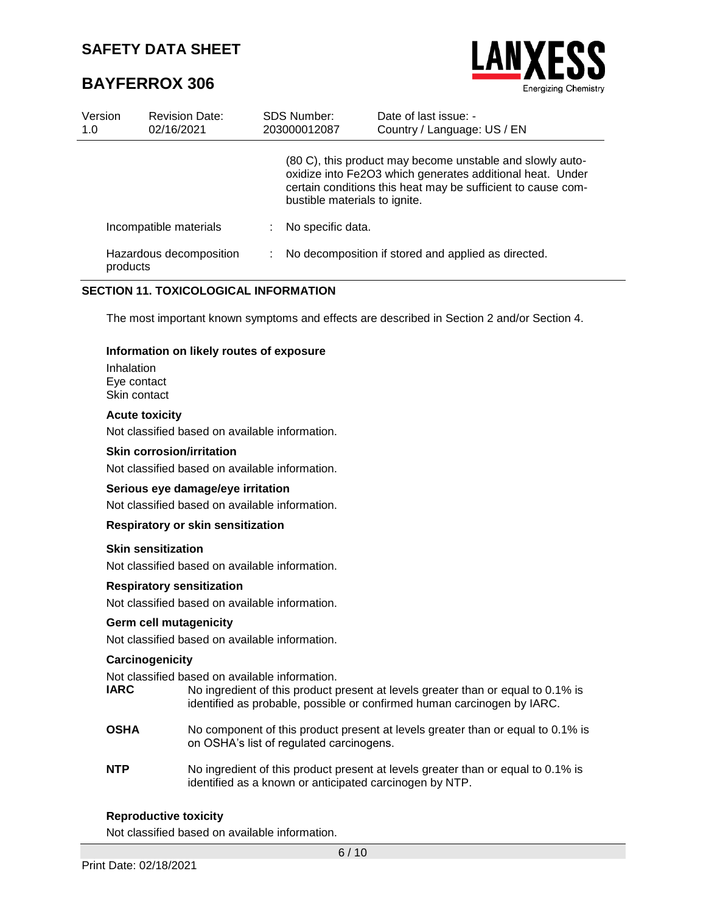(80 C), this product may become unstable and slowly auto-oxidize into $Fe_2O_3$ which generates additional heat. Under certain conditions this heat may be sufficient to cause combustible materials to ignite.

Incompatible materials : No specific data.

Hazardous decomposition products : No decomposition if stored and applied as directed.

## SECTION 11. TOXICOLOGICAL INFORMATION

The most important known symptoms and effects are described in Section 2 and/or Section 4.

**Information on likely routes of exposure**

Inhalation
Eye contact
Skin contact

**Acute toxicity**

Not classified based on available information.

**Skin corrosion/irritation**

Not classified based on available information.

**Serious eye damage/eye irritation**

Not classified based on available information.

**Respiratory or skin sensitization**

**Skin sensitization**

Not classified based on available information.

**Respiratory sensitization**

Not classified based on available information.

**Germ cell mutagenicity**

Not classified based on available information.

**Carcinogenicity**

Not classified based on available information.

**IARC** No ingredient of this product present at levels greater than or equal to 0.1% is identified as probable, possible or confirmed human carcinogen by IARC.

**OSHA** No component of this product present at levels greater than or equal to 0.1% is on OSHA's list of regulated carcinogens.

**NTP** No ingredient of this product present at levels greater than or equal to 0.1% is identified as a known or anticipated carcinogen by NTP.

**Reproductive toxicity**

Not classified based on available information.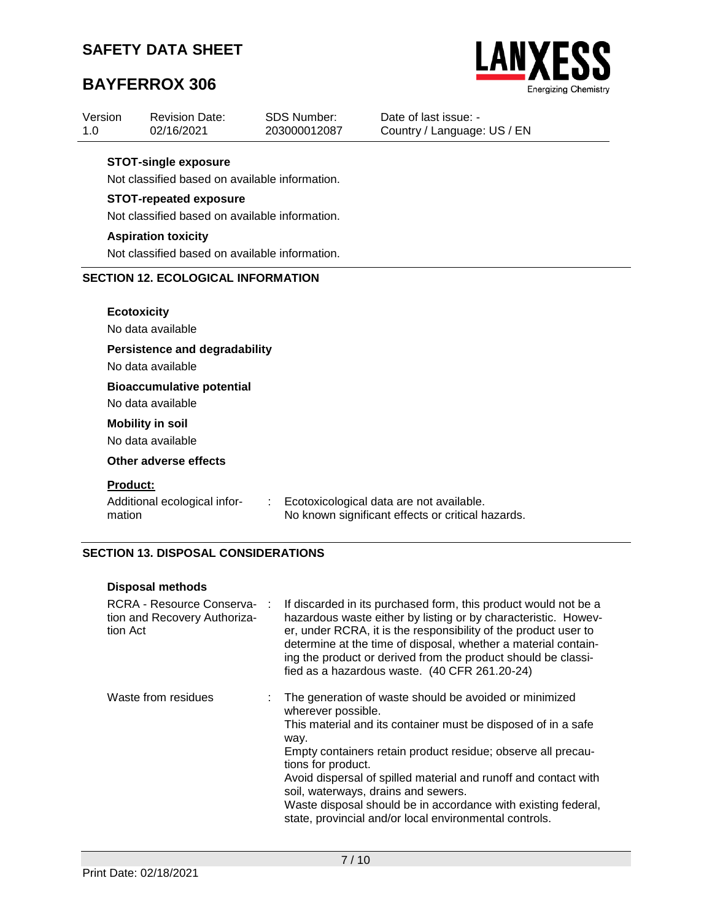**STOT-single exposure**

Not classified based on available information.

**STOT-repeated exposure**

Not classified based on available information.

**Aspiration toxicity**

Not classified based on available information.

## SECTION 12. ECOLOGICAL INFORMATION

**Ecotoxicity**

No data available

**Persistence and degradability**

No data available

**Bioaccumulative potential**

No data available

**Mobility in soil**

No data available

**Other adverse effects**

**Product:**

Additional ecological information : Ecotoxicological data are not available.
No known significant effects or critical hazards.

## SECTION 13. DISPOSAL CONSIDERATIONS

**Disposal methods**

RCRA - Resource Conservation and Recovery Authorization Act : If discarded in its purchased form, this product would not be a hazardous waste either by listing or by characteristic. However, under RCRA, it is the responsibility of the product user to determine at the time of disposal, whether a material containing the product or derived from the product should be classified as a hazardous waste. (40 CFR 261.20-24)

Waste from residues : The generation of waste should be avoided or minimized wherever possible.
This material and its container must be disposed of in a safe way.
Empty containers retain product residue; observe all precautions for product.
Avoid dispersal of spilled material and runoff and contact with soil, waterways, drains and sewers.
Waste disposal should be in accordance with existing federal, state, provincial and/or local environmental controls.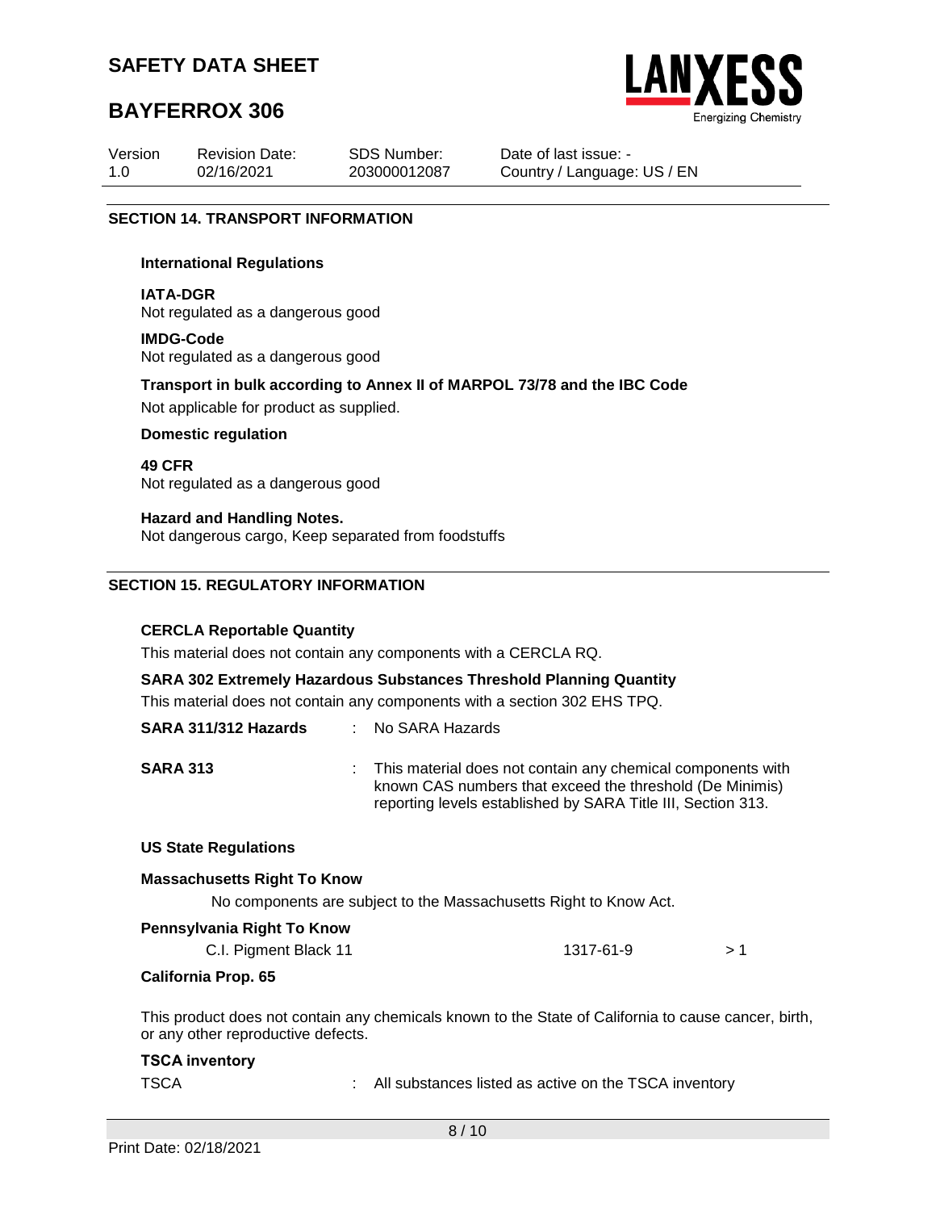## SECTION 14. TRANSPORT INFORMATION

**International Regulations**

**IATA-DGR**
Not regulated as a dangerous good

**IMDG-Code**
Not regulated as a dangerous good

**Transport in bulk according to Annex II of MARPOL 73/78 and the IBC Code**

Not applicable for product as supplied.

**Domestic regulation**

**49 CFR**
Not regulated as a dangerous good

**Hazard and Handling Notes.**
Not dangerous cargo, Keep separated from foodstuffs

## SECTION 15. REGULATORY INFORMATION

**CERCLA Reportable Quantity**

This material does not contain any components with a CERCLA RQ.

**SARA 302 Extremely Hazardous Substances Threshold Planning Quantity**

This material does not contain any components with a section 302 EHS TPQ.

**SARA 311/312 Hazards** : No SARA Hazards

**SARA 313** : This material does not contain any chemical components with known CAS numbers that exceed the threshold (De Minimis) reporting levels established by SARA Title III, Section 313.

**US State Regulations**

**Massachusetts Right To Know**

No components are subject to the Massachusetts Right to Know Act.

**Pennsylvania Right To Know**

| | | |
|---|---|---|
| C.I. Pigment Black 11 | 1317-61-9 | > 1 |

**California Prop. 65**

This product does not contain any chemicals known to the State of California to cause cancer, birth, or any other reproductive defects.

**TSCA inventory**

TSCA : All substances listed as active on the TSCA inventory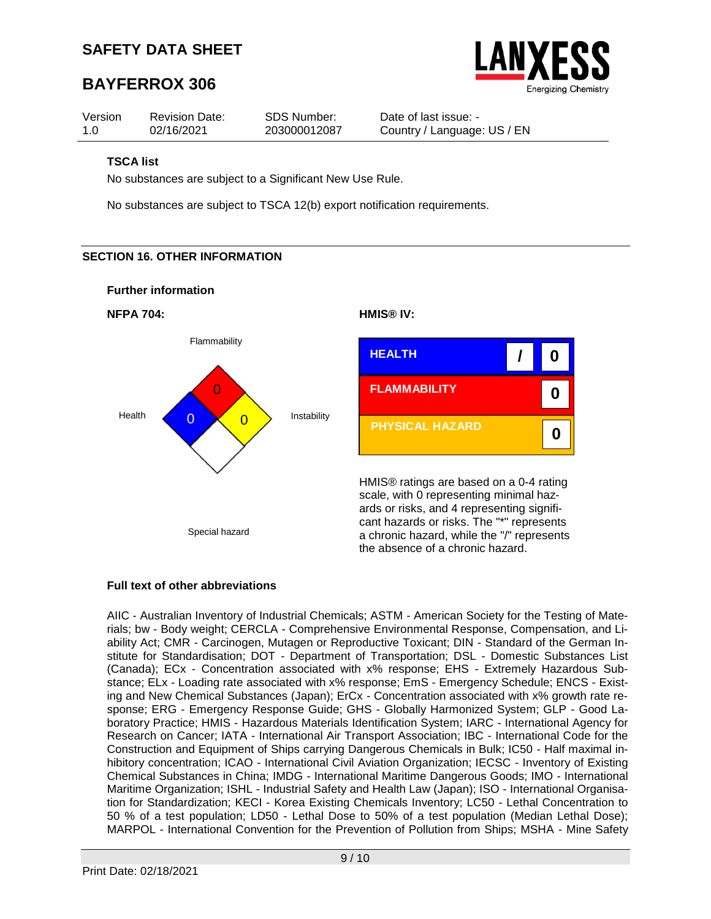**TSCA list**

No substances are subject to a Significant New Use Rule.

No substances are subject to TSCA 12(b) export notification requirements.

## SECTION 16. OTHER INFORMATION

**Further information**

**NFPA 704:**

| Flammability | Health | Instability | Special hazard |
|---|---|---|---|
| 0 | 0 | 0 | |

**HMIS® IV:**

| | | |
|---|---|---|
| HEALTH | / | 0 |
| FLAMMABILITY | | 0 |
| PHYSICAL HAZARD | | 0 |

HMIS® ratings are based on a 0-4 rating scale, with 0 representing minimal hazards or risks, and 4 representing significant hazards or risks. The "*" represents a chronic hazard, while the "/" represents the absence of a chronic hazard.

**Full text of other abbreviations**

AIIC - Australian Inventory of Industrial Chemicals; ASTM - American Society for the Testing of Materials; bw - Body weight; CERCLA - Comprehensive Environmental Response, Compensation, and Liability Act; CMR - Carcinogen, Mutagen or Reproductive Toxicant; DIN - Standard of the German Institute for Standardisation; DOT - Department of Transportation; DSL - Domestic Substances List (Canada); ECx - Concentration associated with x% response; EHS - Extremely Hazardous Substance; ELx - Loading rate associated with x% response; EmS - Emergency Schedule; ENCS - Existing and New Chemical Substances (Japan); ErCx - Concentration associated with x% growth rate response; ERG - Emergency Response Guide; GHS - Globally Harmonized System; GLP - Good Laboratory Practice; HMIS - Hazardous Materials Identification System; IARC - International Agency for Research on Cancer; IATA - International Air Transport Association; IBC - International Code for the Construction and Equipment of Ships carrying Dangerous Chemicals in Bulk; IC50 - Half maximal inhibitory concentration; ICAO - International Civil Aviation Organization; IECSC - Inventory of Existing Chemical Substances in China; IMDG - International Maritime Dangerous Goods; IMO - International Maritime Organization; ISHL - Industrial Safety and Health Law (Japan); ISO - International Organisation for Standardization; KECI - Korea Existing Chemicals Inventory; LC50 - Lethal Concentration to 50 % of a test population; LD50 - Lethal Dose to 50% of a test population (Median Lethal Dose); MARPOL - International Convention for the Prevention of Pollution from Ships; MSHA - Mine Safety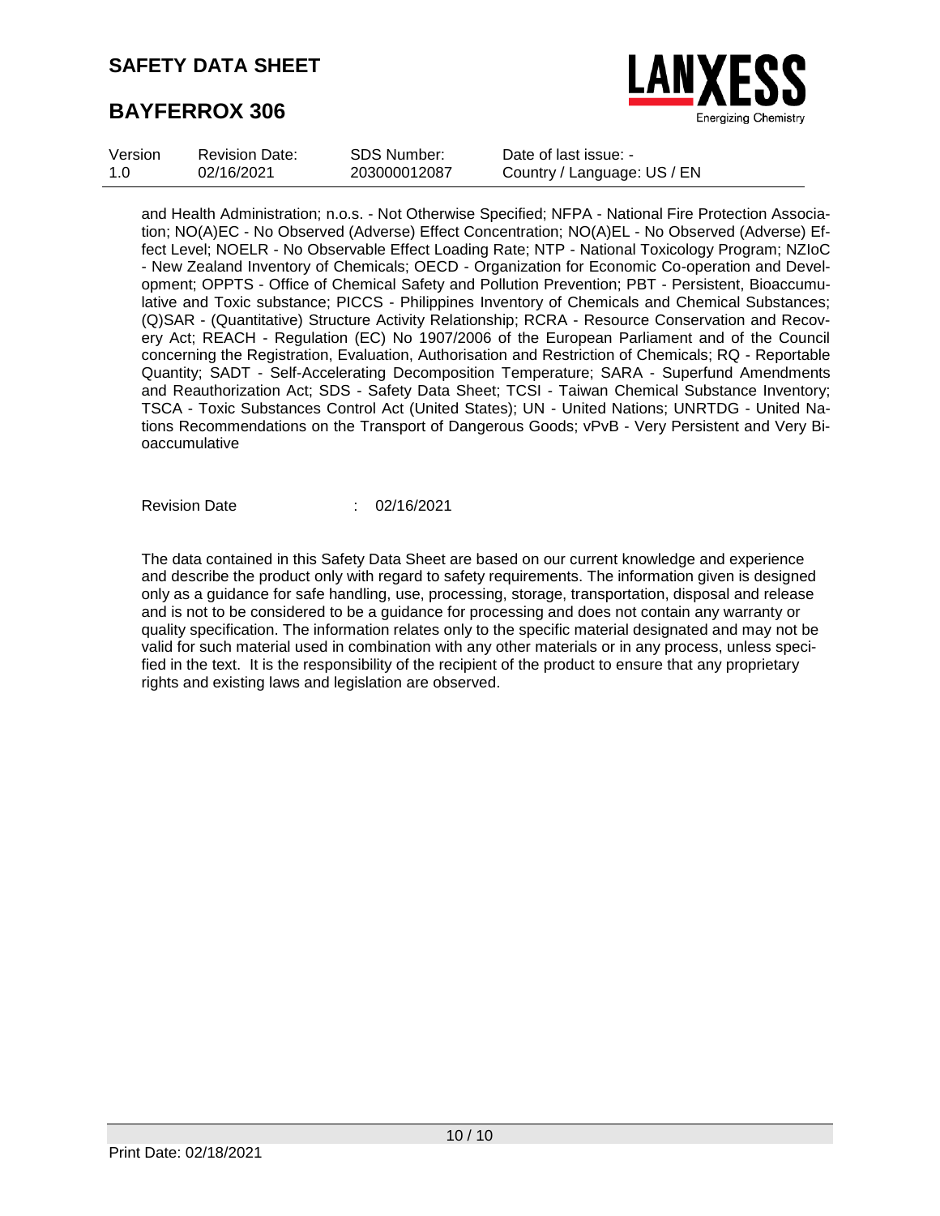and Health Administration; n.o.s. - Not Otherwise Specified; NFPA - National Fire Protection Association; NO(A)EC - No Observed (Adverse) Effect Concentration; NO(A)EL - No Observed (Adverse) Effect Level; NOELR - No Observable Effect Loading Rate; NTP - National Toxicology Program; NZIoC - New Zealand Inventory of Chemicals; OECD - Organization for Economic Co-operation and Development; OPPTS - Office of Chemical Safety and Pollution Prevention; PBT - Persistent, Bioaccumulative and Toxic substance; PICCS - Philippines Inventory of Chemicals and Chemical Substances; (Q)SAR - (Quantitative) Structure Activity Relationship; RCRA - Resource Conservation and Recovery Act; REACH - Regulation (EC) No 1907/2006 of the European Parliament and of the Council concerning the Registration, Evaluation, Authorisation and Restriction of Chemicals; RQ - Reportable Quantity; SADT - Self-Accelerating Decomposition Temperature; SARA - Superfund Amendments and Reauthorization Act; SDS - Safety Data Sheet; TCSI - Taiwan Chemical Substance Inventory; TSCA - Toxic Substances Control Act (United States); UN - United Nations; UNRTDG - United Nations Recommendations on the Transport of Dangerous Goods; vPvB - Very Persistent and Very Bioaccumulative

Revision Date : 02/16/2021

The data contained in this Safety Data Sheet are based on our current knowledge and experience and describe the product only with regard to safety requirements. The information given is designed only as a guidance for safe handling, use, processing, storage, transportation, disposal and release and is not to be considered to be a guidance for processing and does not contain any warranty or quality specification. The information relates only to the specific material designated and may not be valid for such material used in combination with any other materials or in any process, unless specified in the text. It is the responsibility of the recipient of the product to ensure that any proprietary rights and existing laws and legislation are observed.